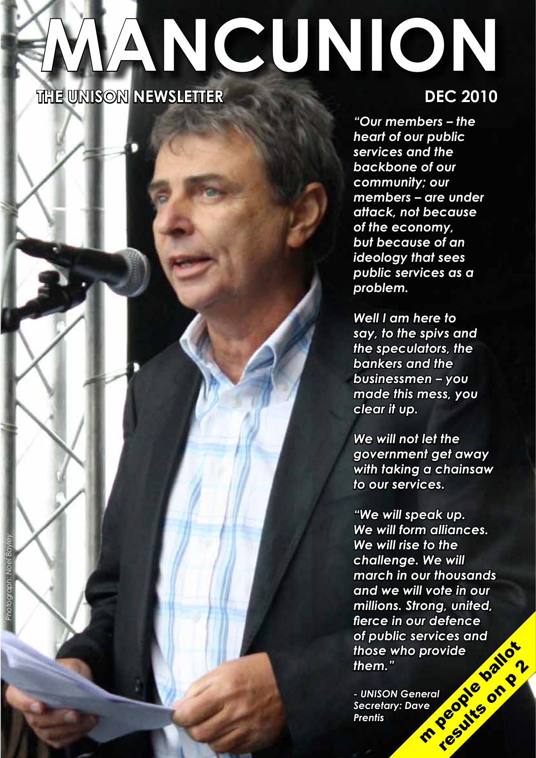# MANCUNION

**THE UNISON NEWSLETTER**

**DEC 2010**

***"Our members – the heart of our public services and the backbone of our community; our members – are under attack, not because of the economy, but because of an ideology that sees public services as a problem.***

***Well I am here to say, to the spivs and the speculators, the bankers and the businessmen – you made this mess, you clear it up.***

***We will not let the government get away with taking a chainsaw to our services.***

***"We will speak up. We will form alliances. We will rise to the challenge. We will march in our thousands and we will vote in our millions. Strong, united, fierce in our defence of public services and those who provide them."***

***- UNISON General Secretary: Dave Prentis***

*Photograph: Noel Bayley*

**m people ballot results on p 2**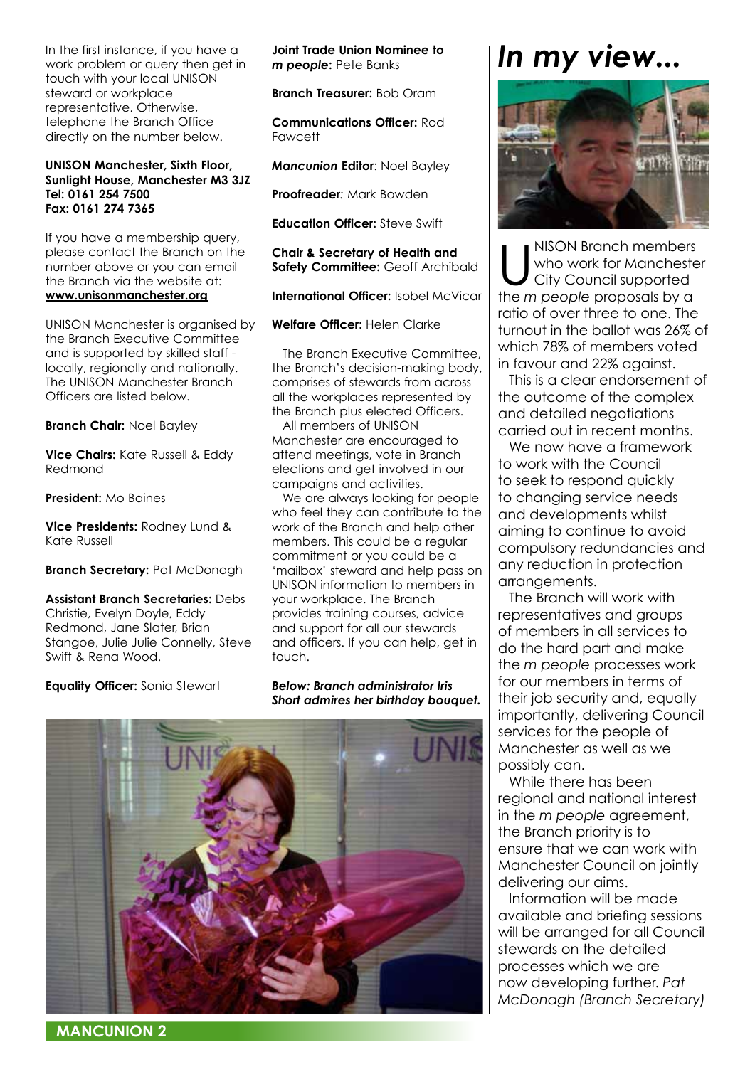In the first instance, if you have a work problem or query then get in touch with your local UNISON steward or workplace representative. Otherwise, telephone the Branch Office directly on the number below.

**UNISON Manchester, Sixth Floor, Sunlight House, Manchester M3 3JZ**
**Tel: 0161 254 7500**
**Fax: 0161 274 7365**

If you have a membership query, please contact the Branch on the number above or you can email the Branch via the website at: **www.unisonmanchester.org**

UNISON Manchester is organised by the Branch Executive Committee and is supported by skilled staff - locally, regionally and nationally. The UNISON Manchester Branch Officers are listed below.

**Branch Chair:** Noel Bayley

**Vice Chairs:** Kate Russell & Eddy Redmond

**President:** Mo Baines

**Vice Presidents:** Rodney Lund & Kate Russell

**Branch Secretary:** Pat McDonagh

**Assistant Branch Secretaries:** Debs Christie, Evelyn Doyle, Eddy Redmond, Jane Slater, Brian Stangoe, Julie Julie Connelly, Steve Swift & Rena Wood.

**Equality Officer:** Sonia Stewart

**Joint Trade Union Nominee to *m people*:** Pete Banks

**Branch Treasurer:** Bob Oram

**Communications Officer:** Rod Fawcett

***Mancunion* Editor**: Noel Bayley

**Proofreader***:* Mark Bowden

**Education Officer:** Steve Swift

**Chair & Secretary of Health and Safety Committee:** Geoff Archibald

**International Officer:** Isobel McVicar

**Welfare Officer:** Helen Clarke

The Branch Executive Committee, the Branch's decision-making body, comprises of stewards from across all the workplaces represented by the Branch plus elected Officers.

All members of UNISON Manchester are encouraged to attend meetings, vote in Branch elections and get involved in our campaigns and activities.

We are always looking for people who feel they can contribute to the work of the Branch and help other members. This could be a regular commitment or you could be a 'mailbox' steward and help pass on UNISON information to members in your workplace. The Branch provides training courses, advice and support for all our stewards and officers. If you can help, get in touch.

***Below: Branch administrator Iris Short admires her birthday bouquet.***

# *In my view...*

UNISON Branch members who work for Manchester City Council supported the *m people* proposals by a ratio of over three to one. The turnout in the ballot was 26% of which 78% of members voted in favour and 22% against.

This is a clear endorsement of the outcome of the complex and detailed negotiations carried out in recent months.

We now have a framework to work with the Council to seek to respond quickly to changing service needs and developments whilst aiming to continue to avoid compulsory redundancies and any reduction in protection arrangements.

The Branch will work with representatives and groups of members in all services to do the hard part and make the *m people* processes work for our members in terms of their job security and, equally importantly, delivering Council services for the people of Manchester as well as we possibly can.

While there has been regional and national interest in the *m people* agreement, the Branch priority is to ensure that we can work with Manchester Council on jointly delivering our aims.

Information will be made available and briefing sessions will be arranged for all Council stewards on the detailed processes which we are now developing further. *Pat McDonagh (Branch Secretary)*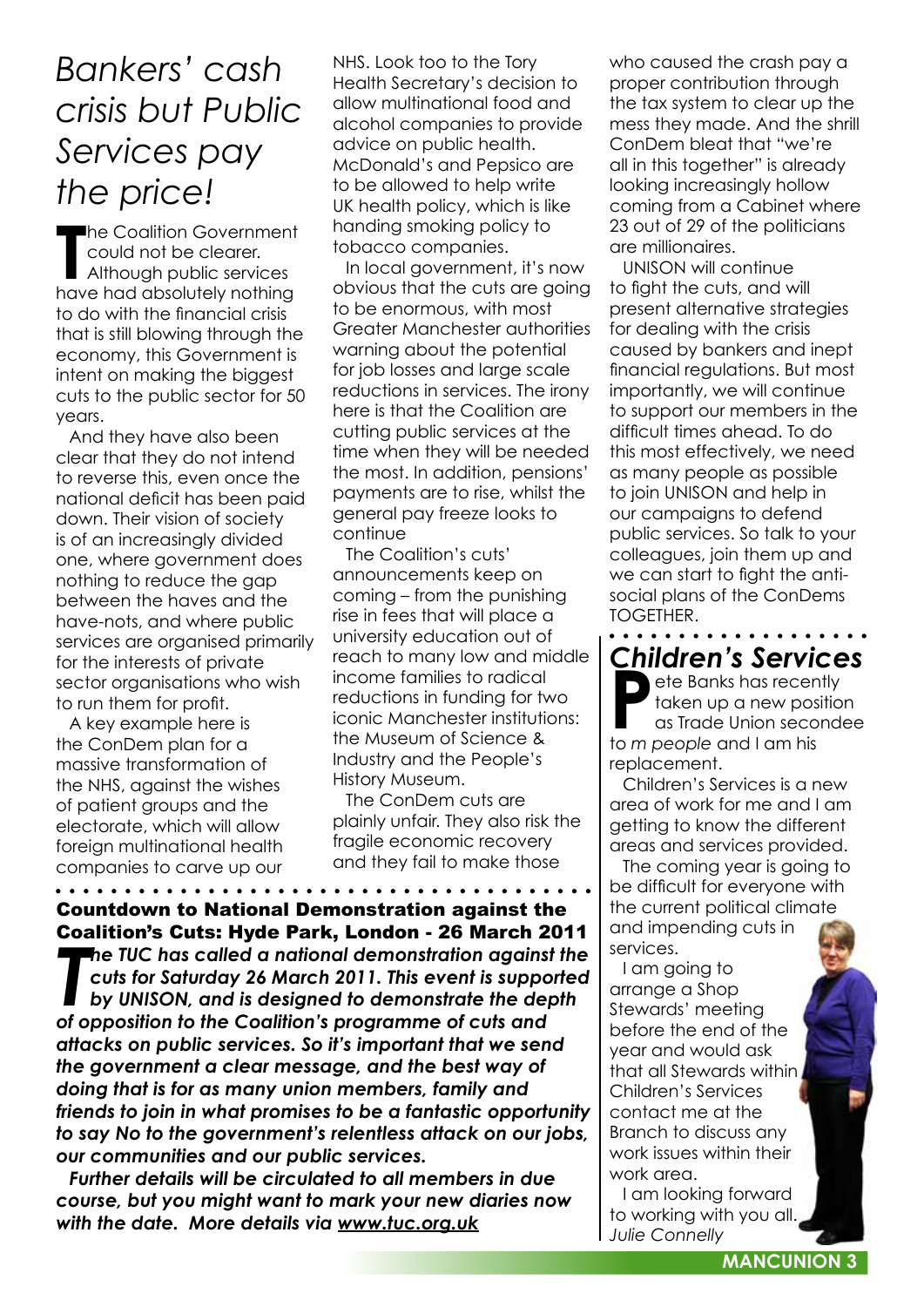# *Bankers' cash crisis but Public Services pay the price!*

The Coalition Government could not be clearer. Although public services have had absolutely nothing to do with the financial crisis that is still blowing through the economy, this Government is intent on making the biggest cuts to the public sector for 50 years.

And they have also been clear that they do not intend to reverse this, even once the national deficit has been paid down. Their vision of society is of an increasingly divided one, where government does nothing to reduce the gap between the haves and the have-nots, and where public services are organised primarily for the interests of private sector organisations who wish to run them for profit.

A key example here is the ConDem plan for a massive transformation of the NHS, against the wishes of patient groups and the electorate, which will allow foreign multinational health companies to carve up our NHS. Look too to the Tory Health Secretary's decision to allow multinational food and alcohol companies to provide advice on public health. McDonald's and Pepsico are to be allowed to help write UK health policy, which is like handing smoking policy to tobacco companies.

In local government, it's now obvious that the cuts are going to be enormous, with most Greater Manchester authorities warning about the potential for job losses and large scale reductions in services. The irony here is that the Coalition are cutting public services at the time when they will be needed the most. In addition, pensions' payments are to rise, whilst the general pay freeze looks to continue

The Coalition's cuts' announcements keep on coming – from the punishing rise in fees that will place a university education out of reach to many low and middle income families to radical reductions in funding for two iconic Manchester institutions: the Museum of Science & Industry and the People's History Museum.

The ConDem cuts are plainly unfair. They also risk the fragile economic recovery and they fail to make those who caused the crash pay a proper contribution through the tax system to clear up the mess they made. And the shrill ConDem bleat that "we're all in this together" is already looking increasingly hollow coming from a Cabinet where 23 out of 29 of the politicians are millionaires.

UNISON will continue to fight the cuts, and will present alternative strategies for dealing with the crisis caused by bankers and inept financial regulations. But most importantly, we will continue to support our members in the difficult times ahead. To do this most effectively, we need as many people as possible to join UNISON and help in our campaigns to defend public services. So talk to your colleagues, join them up and we can start to fight the anti-social plans of the ConDems TOGETHER.

## Countdown to National Demonstration against the Coalition's Cuts: Hyde Park, London - 26 March 2011

***The TUC has called a national demonstration against the cuts for Saturday 26 March 2011. This event is supported by UNISON, and is designed to demonstrate the depth of opposition to the Coalition's programme of cuts and attacks on public services. So it's important that we send the government a clear message, and the best way of doing that is for as many union members, family and friends to join in what promises to be a fantastic opportunity to say No to the government's relentless attack on our jobs, our communities and our public services.***

***Further details will be circulated to all members in due course, but you might want to mark your new diaries now with the date. More details via [www.tuc.org.uk](www.tuc.org.uk)***

## *Children's Services*

Pete Banks has recently taken up a new position as Trade Union secondee to *m people* and I am his replacement.

Children's Services is a new area of work for me and I am getting to know the different areas and services provided.

The coming year is going to be difficult for everyone with the current political climate and impending cuts in services.

I am going to arrange a Shop Stewards' meeting before the end of the year and would ask that all Stewards within Children's Services contact me at the Branch to discuss any work issues within their work area.

I am looking forward to working with you all.

*Julie Connelly*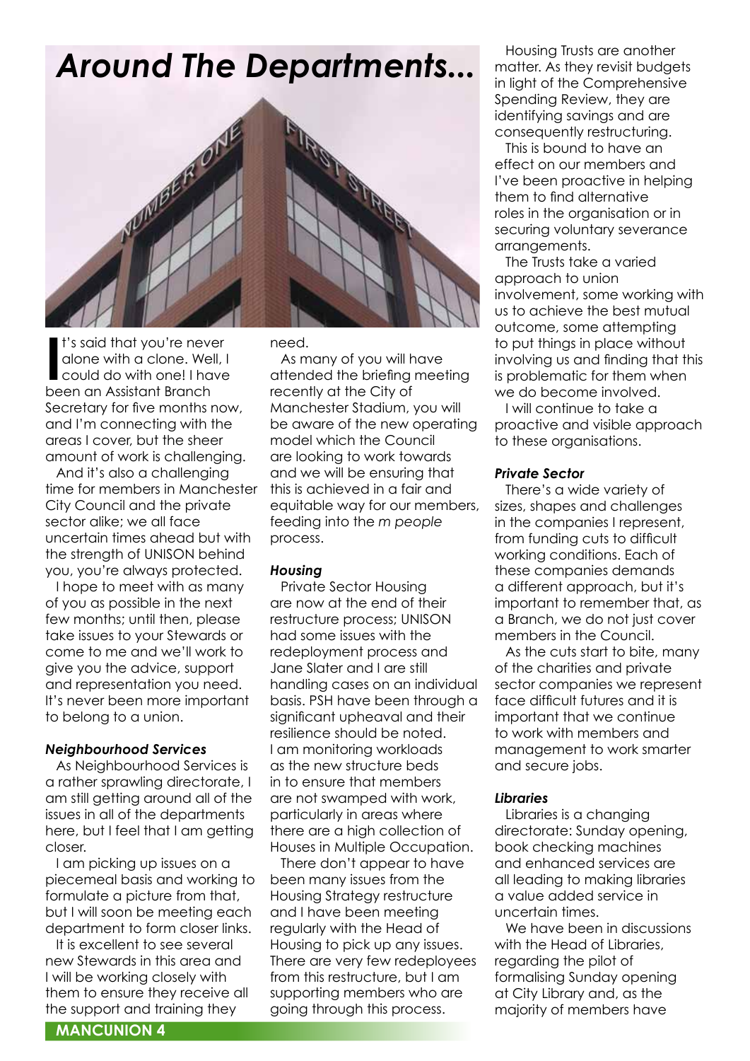# Around The Departments...

It's said that you're never alone with a clone. Well, I could do with one! I have been an Assistant Branch Secretary for five months now, and I'm connecting with the areas I cover, but the sheer amount of work is challenging.

And it's also a challenging time for members in Manchester City Council and the private sector alike; we all face uncertain times ahead but with the strength of UNISON behind you, you're always protected.

I hope to meet with as many of you as possible in the next few months; until then, please take issues to your Stewards or come to me and we'll work to give you the advice, support and representation you need. It's never been more important to belong to a union.

### *Neighbourhood Services*

As Neighbourhood Services is a rather sprawling directorate, I am still getting around all of the issues in all of the departments here, but I feel that I am getting closer.

I am picking up issues on a piecemeal basis and working to formulate a picture from that, but I will soon be meeting each department to form closer links.

It is excellent to see several new Stewards in this area and I will be working closely with them to ensure they receive all the support and training they need.

As many of you will have attended the briefing meeting recently at the City of Manchester Stadium, you will be aware of the new operating model which the Council are looking to work towards and we will be ensuring that this is achieved in a fair and equitable way for our members, feeding into the *m people* process.

### *Housing*

Private Sector Housing are now at the end of their restructure process; UNISON had some issues with the redeployment process and Jane Slater and I are still handling cases on an individual basis. PSH have been through a significant upheaval and their resilience should be noted. I am monitoring workloads as the new structure beds in to ensure that members are not swamped with work, particularly in areas where there are a high collection of Houses in Multiple Occupation.

There don't appear to have been many issues from the Housing Strategy restructure and I have been meeting regularly with the Head of Housing to pick up any issues. There are very few redeployees from this restructure, but I am supporting members who are going through this process.

Housing Trusts are another matter. As they revisit budgets in light of the Comprehensive Spending Review, they are identifying savings and are consequently restructuring.

This is bound to have an effect on our members and I've been proactive in helping them to find alternative roles in the organisation or in securing voluntary severance arrangements.

The Trusts take a varied approach to union involvement, some working with us to achieve the best mutual outcome, some attempting to put things in place without involving us and finding that this is problematic for them when we do become involved.

I will continue to take a proactive and visible approach to these organisations.

### *Private Sector*

There's a wide variety of sizes, shapes and challenges in the companies I represent, from funding cuts to difficult working conditions. Each of these companies demands a different approach, but it's important to remember that, as a Branch, we do not just cover members in the Council.

As the cuts start to bite, many of the charities and private sector companies we represent face difficult futures and it is important that we continue to work with members and management to work smarter and secure jobs.

### *Libraries*

Libraries is a changing directorate: Sunday opening, book checking machines and enhanced services are all leading to making libraries a value added service in uncertain times.

We have been in discussions with the Head of Libraries, regarding the pilot of formalising Sunday opening at City Library and, as the majority of members have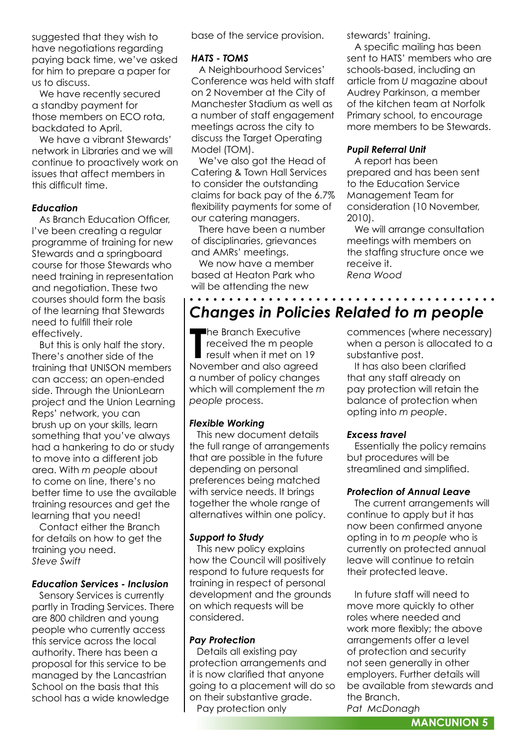suggested that they wish to have negotiations regarding paying back time, we've asked for him to prepare a paper for us to discuss.

We have recently secured a standby payment for those members on ECO rota, backdated to April.

We have a vibrant Stewards' network in Libraries and we will continue to proactively work on issues that affect members in this difficult time.

### *Education*

As Branch Education Officer, I've been creating a regular programme of training for new Stewards and a springboard course for those Stewards who need training in representation and negotiation. These two courses should form the basis of the learning that Stewards need to fulfill their role effectively.

But this is only half the story. There's another side of the training that UNISON members can access; an open-ended side. Through the UnionLearn project and the Union Learning Reps' network, you can brush up on your skills, learn something that you've always had a hankering to do or study to move into a different job area. With *m people* about to come on line, there's no better time to use the available training resources and get the learning that you need!

Contact either the Branch for details on how to get the training you need.
*Steve Swift*

### *Education Services - Inclusion*

Sensory Services is currently partly in Trading Services. There are 800 children and young people who currently access this service across the local authority. There has been a proposal for this service to be managed by the Lancastrian School on the basis that this school has a wide knowledge base of the service provision.

### *HATS - TOMS*

A Neighbourhood Services' Conference was held with staff on 2 November at the City of Manchester Stadium as well as a number of staff engagement meetings across the city to discuss the Target Operating Model (TOM).

We've also got the Head of Catering & Town Hall Services to consider the outstanding claims for back pay of the 6.7% flexibility payments for some of our catering managers.

There have been a number of disciplinaries, grievances and AMRs' meetings.

We now have a member based at Heaton Park who will be attending the new stewards' training.

A specific mailing has been sent to HATS' members who are schools-based, including an article from *U* magazine about Audrey Parkinson, a member of the kitchen team at Norfolk Primary school, to encourage more members to be Stewards.

### *Pupil Referral Unit*

A report has been prepared and has been sent to the Education Service Management Team for consideration (10 November, 2010).

We will arrange consultation meetings with members on the staffing structure once we receive it.
*Rena Wood*

## *Changes in Policies Related to m people*

The Branch Executive received the m people result when it met on 19 November and also agreed a number of policy changes which will complement the *m people* process.

### *Flexible Working*

This new document details the full range of arrangements that are possible in the future depending on personal preferences being matched with service needs. It brings together the whole range of alternatives within one policy.

### *Support to Study*

This new policy explains how the Council will positively respond to future requests for training in respect of personal development and the grounds on which requests will be considered.

### *Pay Protection*

Details all existing pay protection arrangements and it is now clarified that anyone going to a placement will do so on their substantive grade.

Pay protection only commences (where necessary) when a person is allocated to a substantive post.

It has also been clarified that any staff already on pay protection will retain the balance of protection when opting into *m people*.

### *Excess travel*

Essentially the policy remains but procedures will be streamlined and simplified.

### *Protection of Annual Leave*

The current arrangements will continue to apply but it has now been confirmed anyone opting in to *m people* who is currently on protected annual leave will continue to retain their protected leave.

In future staff will need to move more quickly to other roles where needed and work more flexibly; the above arrangements offer a level of protection and security not seen generally in other employers. Further details will be available from stewards and the Branch.
*Pat McDonagh*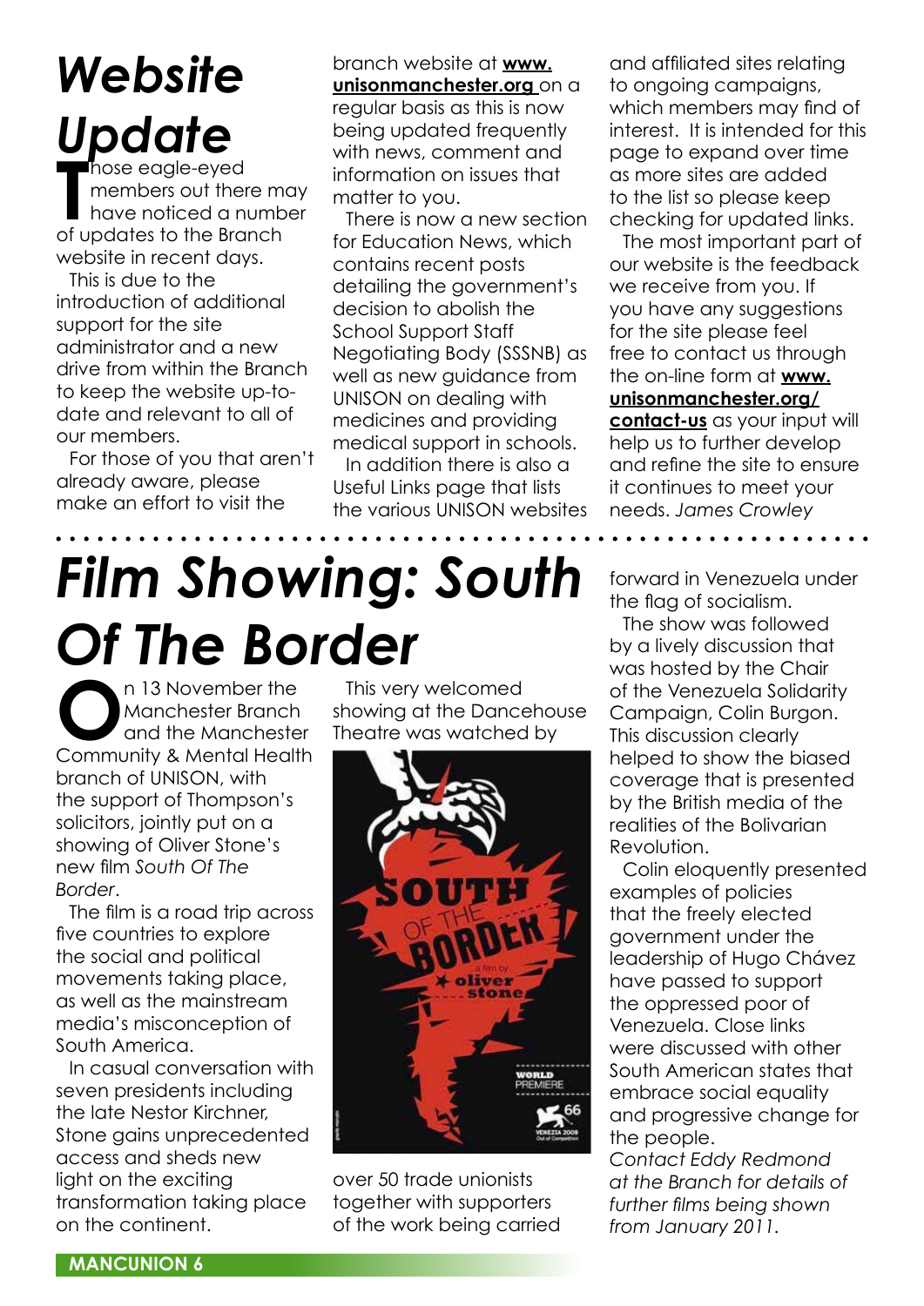# Website Update

Those eagle-eyed members out there may have noticed a number of updates to the Branch website in recent days.

This is due to the introduction of additional support for the site administrator and a new drive from within the Branch to keep the website up-to-date and relevant to all of our members.

For those of you that aren't already aware, please make an effort to visit the branch website at **www.unisonmanchester.org** on a regular basis as this is now being updated frequently with news, comment and information on issues that matter to you.

There is now a new section for Education News, which contains recent posts detailing the government's decision to abolish the School Support Staff Negotiating Body (SSSNB) as well as new guidance from UNISON on dealing with medicines and providing medical support in schools.

In addition there is also a Useful Links page that lists the various UNISON websites and affiliated sites relating to ongoing campaigns, which members may find of interest. It is intended for this page to expand over time as more sites are added to the list so please keep checking for updated links.

The most important part of our website is the feedback we receive from you. If you have any suggestions for the site please feel free to contact us through the on-line form at **www.unisonmanchester.org/contact-us** as your input will help us to further develop and refine the site to ensure it continues to meet your needs. *James Crowley*

# Film Showing: South Of The Border

On 13 November the Manchester Branch and the Manchester Community & Mental Health branch of UNISON, with the support of Thompson's solicitors, jointly put on a showing of Oliver Stone's new film *South Of The Border*.

The film is a road trip across five countries to explore the social and political movements taking place, as well as the mainstream media's misconception of South America.

In casual conversation with seven presidents including the late Nestor Kirchner, Stone gains unprecedented access and sheds new light on the exciting transformation taking place on the continent.

This very welcomed showing at the Dancehouse Theatre was watched by over 50 trade unionists together with supporters of the work being carried forward in Venezuela under the flag of socialism.

The show was followed by a lively discussion that was hosted by the Chair of the Venezuela Solidarity Campaign, Colin Burgon. This discussion clearly helped to show the biased coverage that is presented by the British media of the realities of the Bolivarian Revolution.

Colin eloquently presented examples of policies that the freely elected government under the leadership of Hugo Chávez have passed to support the oppressed poor of Venezuela. Close links were discussed with other South American states that embrace social equality and progressive change for the people.

*Contact Eddy Redmond at the Branch for details of further films being shown from January 2011.*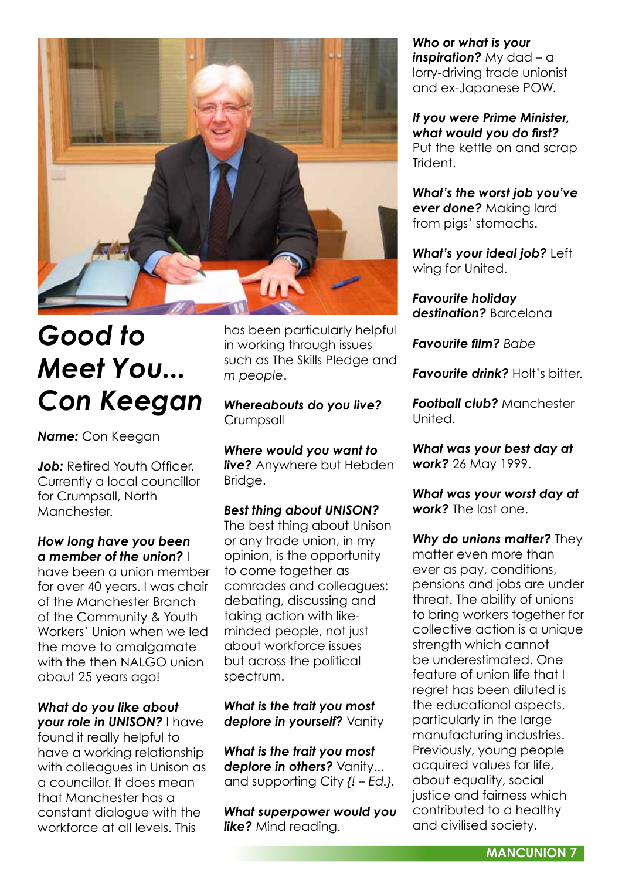# *Good to Meet You... Con Keegan*

***Name:*** Con Keegan

***Job:*** Retired Youth Officer. Currently a local councillor for Crumpsall, North Manchester.

***How long have you been a member of the union?*** I have been a union member for over 40 years. I was chair of the Manchester Branch of the Community & Youth Workers' Union when we led the move to amalgamate with the then NALGO union about 25 years ago!

***What do you like about your role in UNISON?*** I have found it really helpful to have a working relationship with colleagues in Unison as a councillor. It does mean that Manchester has a constant dialogue with the workforce at all levels. This has been particularly helpful in working through issues such as The Skills Pledge and *m people*.

***Whereabouts do you live?*** Crumpsall

***Where would you want to live?*** Anywhere but Hebden Bridge.

***Best thing about UNISON?*** The best thing about Unison or any trade union, in my opinion, is the opportunity to come together as comrades and colleagues: debating, discussing and taking action with like-minded people, not just about workforce issues but across the political spectrum.

***What is the trait you most deplore in yourself?*** Vanity

***What is the trait you most deplore in others?*** Vanity... and supporting City *{! – Ed.}*.

***What superpower would you like?*** Mind reading.

***Who or what is your inspiration?*** My dad – a lorry-driving trade unionist and ex-Japanese POW.

***If you were Prime Minister, what would you do first?*** Put the kettle on and scrap Trident.

***What's the worst job you've ever done?*** Making lard from pigs' stomachs.

***What's your ideal job?*** Left wing for United.

***Favourite holiday destination?*** Barcelona

***Favourite film?*** *Babe*

***Favourite drink?*** Holt's bitter.

***Football club?*** Manchester United.

***What was your best day at work?*** 26 May 1999.

***What was your worst day at work?*** The last one.

***Why do unions matter?*** They matter even more than ever as pay, conditions, pensions and jobs are under threat. The ability of unions to bring workers together for collective action is a unique strength which cannot be underestimated. One feature of union life that I regret has been diluted is the educational aspects, particularly in the large manufacturing industries. Previously, young people acquired values for life, about equality, social justice and fairness which contributed to a healthy and civilised society.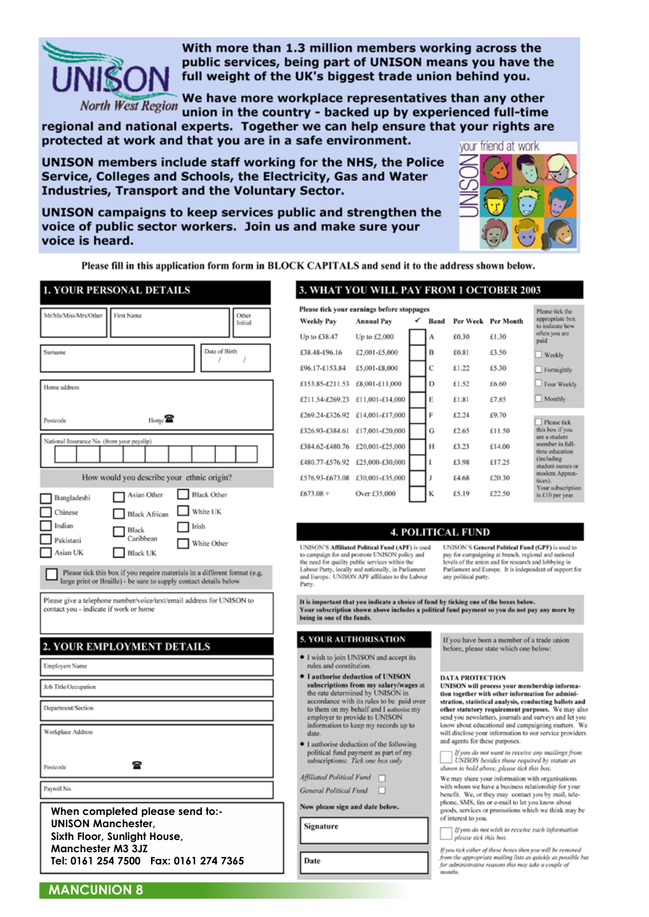UNISON North West Region

With more than 1.3 million members working across the public services, being part of UNISON means you have the full weight of the UK's biggest trade union behind you.

We have more workplace representatives than any other union in the country - backed up by experienced full-time regional and national experts. Together we can help ensure that your rights are protected at work and that you are in a safe environment.

UNISON members include staff working for the NHS, the Police Service, Colleges and Schools, the Electricity, Gas and Water Industries, Transport and the Voluntary Sector.

UNISON campaigns to keep services public and strengthen the voice of public sector workers. Join us and make sure your voice is heard.

your friend at work

Please fill in this application form form in BLOCK CAPITALS and send it to the address shown below.

## 1. YOUR PERSONAL DETAILS

Mr/Ms/Miss/Mrs/Other | First Name | Other Initial

Surname | Date of Birth / /

Home address

Postcode | Home ☎

National Insurance No. (from your payslip)

How would you describe your ethnic origin?

- ☐ Bangladeshi
- ☐ Chinese
- ☐ Indian
- ☐ Pakistani
- ☐ Asian UK
- ☐ Asian Other
- ☐ Black African
- ☐ Black Caribbean
- ☐ Black UK
- ☐ Black Other
- ☐ White UK
- ☐ Irish
- ☐ White Other

☐ Please tick this box if you require materials in a different format (e.g. large print or Braille) - be sure to supply contact details below

Please give a telephone number/voice/text/email address for UNISON to contact you - indicate if work or home

## 2. YOUR EMPLOYMENT DETAILS

Employers Name

Job Title/Occupation

Department/Section

Workplace Address

Postcode ☎

Payroll No.

**When completed please send to:-**
**UNISON Manchester,**
**Sixth Floor, Sunlight House,**
**Manchester M3 3JZ**
**Tel: 0161 254 7500 Fax: 0161 274 7365**

## 3. WHAT YOU WILL PAY FROM 1 OCTOBER 2003

Please tick your earnings before stoppages

| Weekly Pay | Annual Pay | ✓ | Band | Per Week | Per Month |
|---|---|---|---|---|---|
| Up to £38.47 | Up to £2,000 | | A | £0.30 | £1.30 |
| £38.48-£96.16 | £2,001-£5,000 | | B | £0.81 | £3.50 |
| £96.17-£153.84 | £5,001-£8,000 | | C | £1.22 | £5.30 |
| £153.85-£211.53 | £8,001-£11,000 | | D | £1.52 | £6.60 |
| £211.54-£269.23 | £11,001-£14,000 | | E | £1.81 | £7.85 |
| £269.24-£326.92 | £14,001-£17,000 | | F | £2.24 | £9.70 |
| £326.93-£384.61 | £17,001-£20,000 | | G | £2.65 | £11.50 |
| £384.62-£480.76 | £20,001-£25,000 | | H | £3.23 | £14.00 |
| £480.77-£576.92 | £25,000-£30,000 | | I | £3.98 | £17.25 |
| £576.93-£673.08 | £30,001-£35,000 | | J | £4.68 | £20.30 |
| £673.08 + | Over £35,000 | | K | £5.19 | £22.50 |

Please tick the appropriate box to indicate how often you are paid

- ☐ Weekly
- ☐ Fortnightly
- ☐ Four Weekly
- ☐ Monthly

☐ Please tick this box if you are a student member in full-time education (including student nurses or modern Apprentices). Your subscription is £10 per year.

## 4. POLITICAL FUND

UNISON'S **Affiliated Political Fund** (APF) is used to campaign for and promote UNISON policy and the need for quality public services within the Labour Party, locally and nationally, in Parliament and Europe. UNISON APF affiliates to the Labour Party.

UNISON'S **General Political Fund** (GPF) is used to pay for campaigning at branch, regional and national levels of the union and for research and lobbying in Parliament and Europe. It is independent of support for any political party.

**It is important that you indicate a choice of fund by ticking one of the boxes below. Your subscription shown above includes a political fund payment so you do not pay any more by being in one of the funds.**

## 5. YOUR AUTHORISATION

- I wish to join UNISON and accept its rules and constitution.
- **I authorise deduction of UNISON subscriptions from my salary/wages at** the rate determined by UNISON in accordance with its rules to be paid over to them on my behalf and I authorise my employer to provide to UNISON information to keep my records up to date.
- I authorise deduction of the following political fund payment as part of my subscriptions: *Tick one box only*

*Affiliated Political Fund* ☐

*General Political Fund* ☐

**Now please sign and date below.**

**Signature**

**Date**

If you have been a member of a trade union before, please state which one below:

**DATA PROTECTION**

**UNISON will process your membership information together with other information for administration, statistical analysis, conducting ballots and other statutory requirement purposes.** We may also send you newsletters, journals and surveys and let you know about educational and campaigning matters. We will disclose your information to our service providers and agents for these purposes.

☐ *If you do not want to receive any mailings from UNISON besides those required by statute as shown in bold above, please tick this box.*

We may share your information with organisations with whom we have a business relationship for your benefit. We, or they may contact you by mail, telephone, SMS, fax or e-mail to let you know about goods, services or promotions which we think may be of interest to you.

☐ *If you do not wish to receive such information please tick this box.*

*If you tick either of these boxes then you will be removed from the appropriate mailing lists as quickly as possible but for administrative reasons this may take a couple of months.*

MANCUNION 8